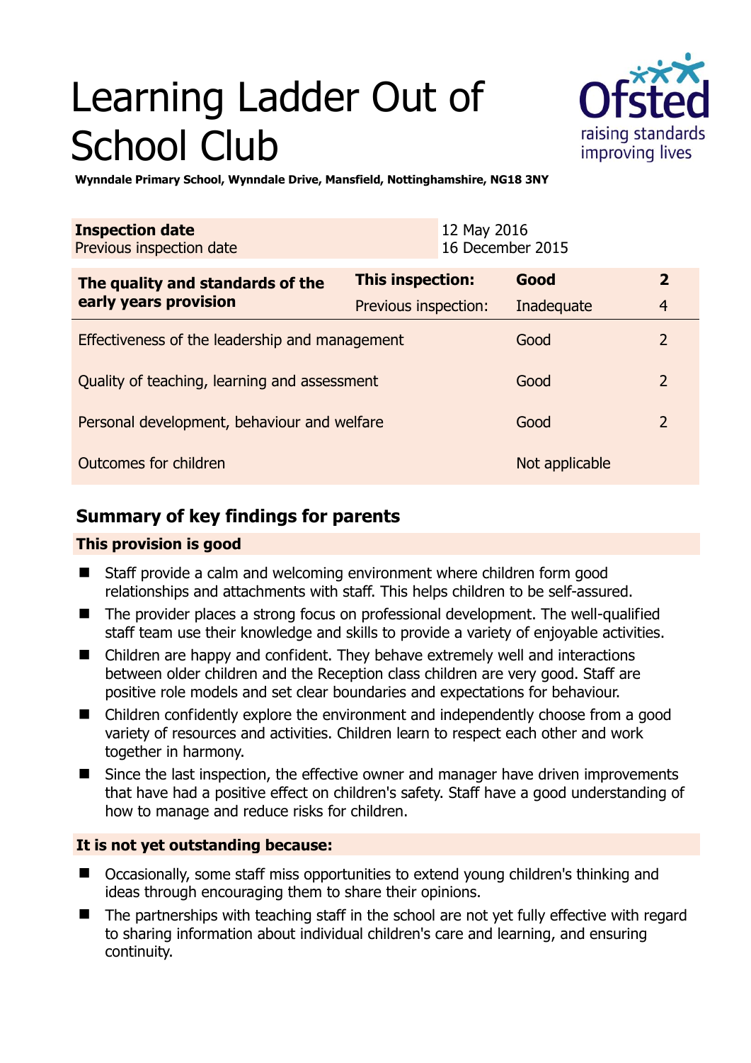# Learning Ladder Out of School Club

**Wynndale Primary School, Wynndale Drive, Mansfield, Nottinghamshire, NG18 3NY**

| **Inspection date** | 12 May 2016 |
|---|---|
| Previous inspection date | 16 December 2015 |

| **The quality and standards of the early years provision** | **This inspection:** | **Good** | **2** |
|---|---|---|---|
| | Previous inspection: | Inadequate | 4 |
| Effectiveness of the leadership and management | | Good | 2 |
| Quality of teaching, learning and assessment | | Good | 2 |
| Personal development, behaviour and welfare | | Good | 2 |
| Outcomes for children | | Not applicable | |

## Summary of key findings for parents

### This provision is good

- Staff provide a calm and welcoming environment where children form good relationships and attachments with staff. This helps children to be self-assured.
- The provider places a strong focus on professional development. The well-qualified staff team use their knowledge and skills to provide a variety of enjoyable activities.
- Children are happy and confident. They behave extremely well and interactions between older children and the Reception class children are very good. Staff are positive role models and set clear boundaries and expectations for behaviour.
- Children confidently explore the environment and independently choose from a good variety of resources and activities. Children learn to respect each other and work together in harmony.
- Since the last inspection, the effective owner and manager have driven improvements that have had a positive effect on children's safety. Staff have a good understanding of how to manage and reduce risks for children.

### It is not yet outstanding because:

- Occasionally, some staff miss opportunities to extend young children's thinking and ideas through encouraging them to share their opinions.
- The partnerships with teaching staff in the school are not yet fully effective with regard to sharing information about individual children's care and learning, and ensuring continuity.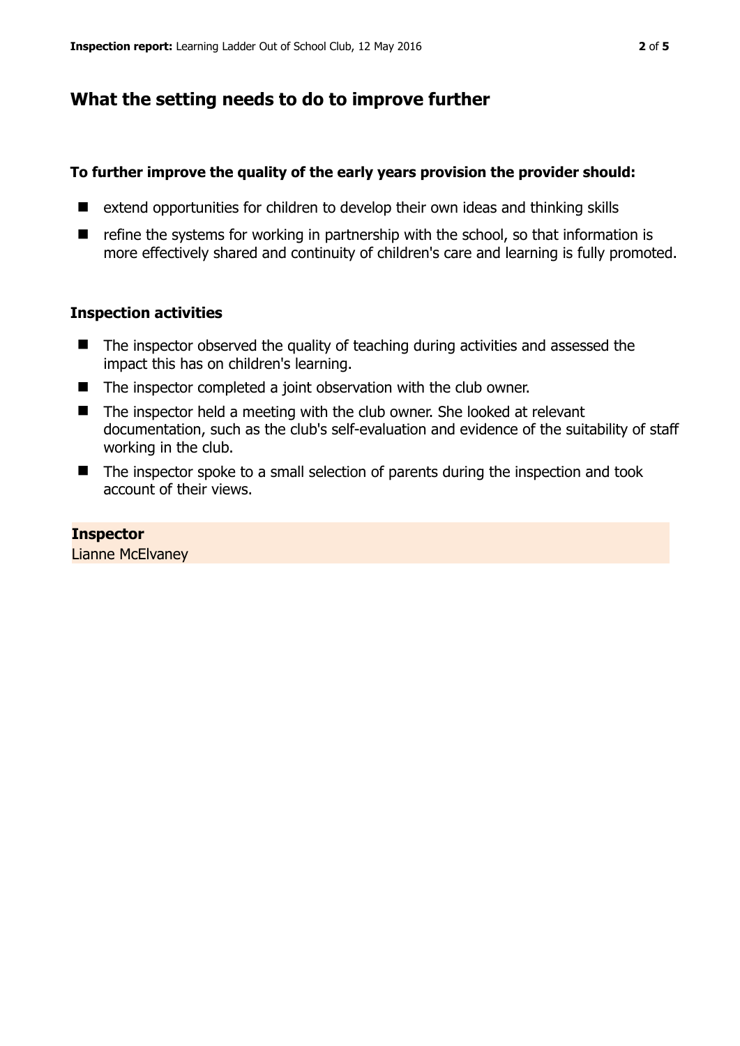## What the setting needs to do to improve further

**To further improve the quality of the early years provision the provider should:**

- extend opportunities for children to develop their own ideas and thinking skills
- refine the systems for working in partnership with the school, so that information is more effectively shared and continuity of children's care and learning is fully promoted.

### Inspection activities

- The inspector observed the quality of teaching during activities and assessed the impact this has on children's learning.
- The inspector completed a joint observation with the club owner.
- The inspector held a meeting with the club owner. She looked at relevant documentation, such as the club's self-evaluation and evidence of the suitability of staff working in the club.
- The inspector spoke to a small selection of parents during the inspection and took account of their views.

**Inspector**
Lianne McElvaney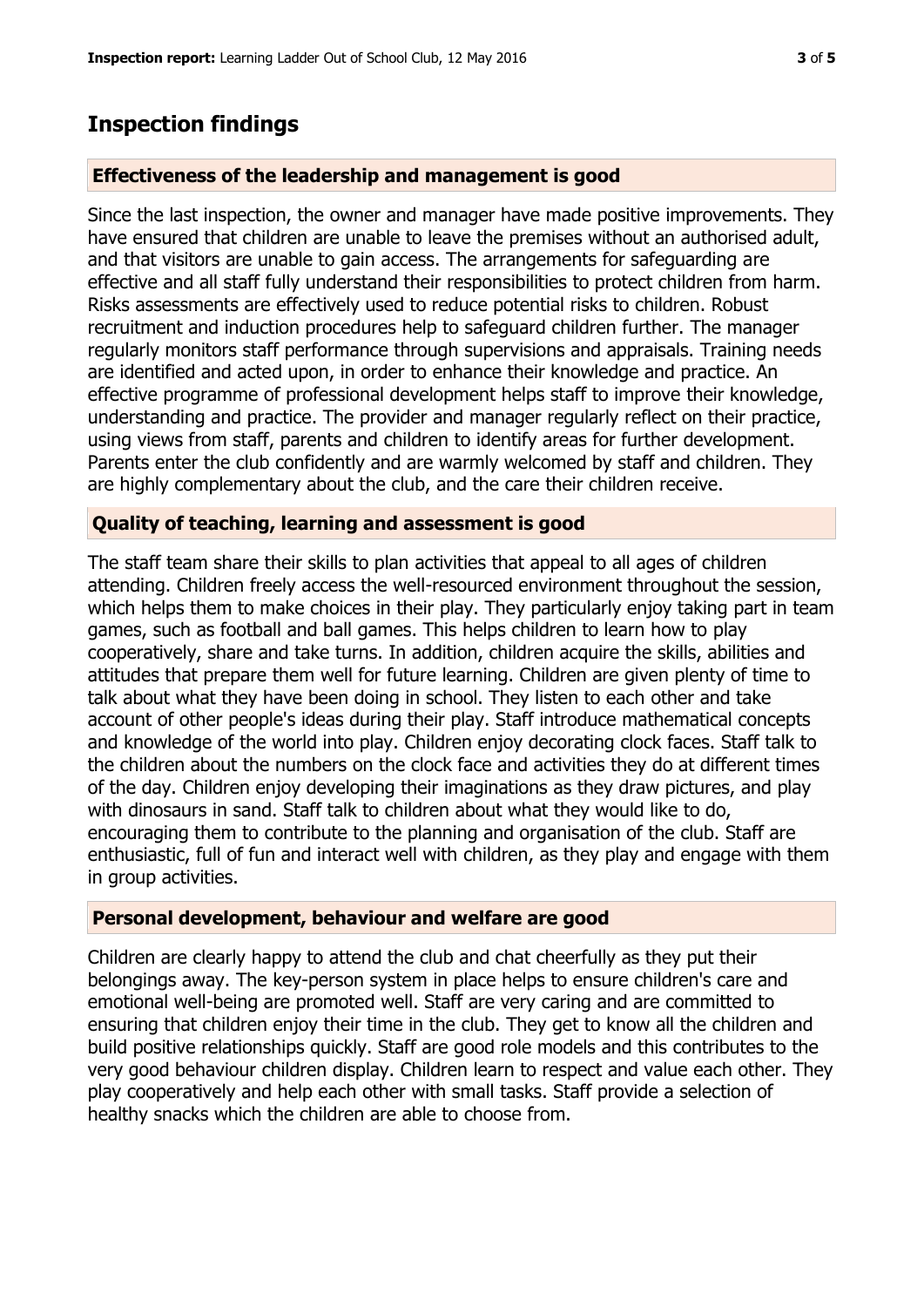## Inspection findings

### Effectiveness of the leadership and management is good

Since the last inspection, the owner and manager have made positive improvements. They have ensured that children are unable to leave the premises without an authorised adult, and that visitors are unable to gain access. The arrangements for safeguarding are effective and all staff fully understand their responsibilities to protect children from harm. Risks assessments are effectively used to reduce potential risks to children. Robust recruitment and induction procedures help to safeguard children further. The manager regularly monitors staff performance through supervisions and appraisals. Training needs are identified and acted upon, in order to enhance their knowledge and practice. An effective programme of professional development helps staff to improve their knowledge, understanding and practice. The provider and manager regularly reflect on their practice, using views from staff, parents and children to identify areas for further development. Parents enter the club confidently and are warmly welcomed by staff and children. They are highly complementary about the club, and the care their children receive.

### Quality of teaching, learning and assessment is good

The staff team share their skills to plan activities that appeal to all ages of children attending. Children freely access the well-resourced environment throughout the session, which helps them to make choices in their play. They particularly enjoy taking part in team games, such as football and ball games. This helps children to learn how to play cooperatively, share and take turns. In addition, children acquire the skills, abilities and attitudes that prepare them well for future learning. Children are given plenty of time to talk about what they have been doing in school. They listen to each other and take account of other people's ideas during their play. Staff introduce mathematical concepts and knowledge of the world into play. Children enjoy decorating clock faces. Staff talk to the children about the numbers on the clock face and activities they do at different times of the day. Children enjoy developing their imaginations as they draw pictures, and play with dinosaurs in sand. Staff talk to children about what they would like to do, encouraging them to contribute to the planning and organisation of the club. Staff are enthusiastic, full of fun and interact well with children, as they play and engage with them in group activities.

### Personal development, behaviour and welfare are good

Children are clearly happy to attend the club and chat cheerfully as they put their belongings away. The key-person system in place helps to ensure children's care and emotional well-being are promoted well. Staff are very caring and are committed to ensuring that children enjoy their time in the club. They get to know all the children and build positive relationships quickly. Staff are good role models and this contributes to the very good behaviour children display. Children learn to respect and value each other. They play cooperatively and help each other with small tasks. Staff provide a selection of healthy snacks which the children are able to choose from.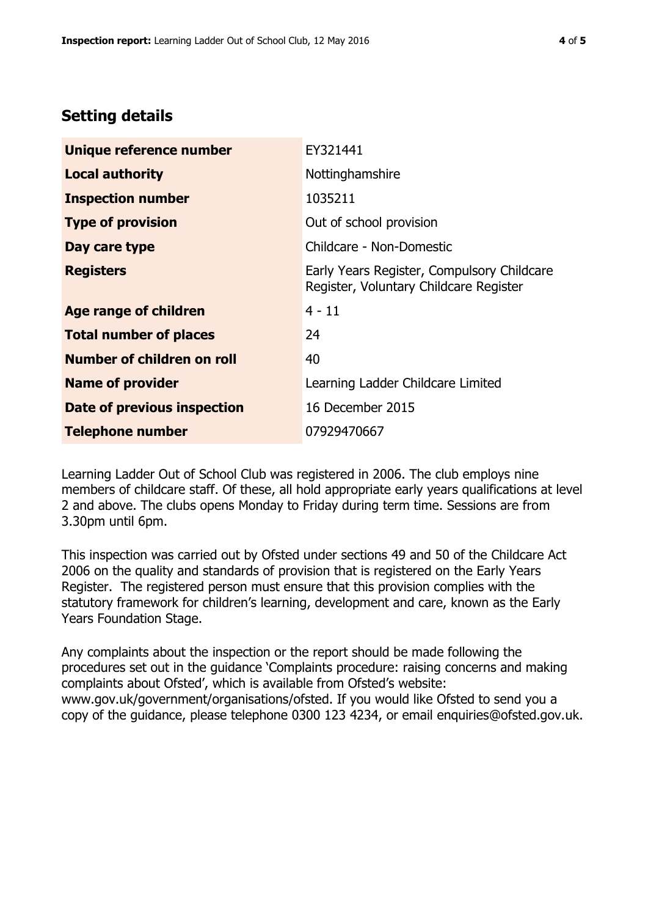## Setting details

| | |
|---|---|
| **Unique reference number** | EY321441 |
| **Local authority** | Nottinghamshire |
| **Inspection number** | 1035211 |
| **Type of provision** | Out of school provision |
| **Day care type** | Childcare - Non-Domestic |
| **Registers** | Early Years Register, Compulsory Childcare Register, Voluntary Childcare Register |
| **Age range of children** | 4 - 11 |
| **Total number of places** | 24 |
| **Number of children on roll** | 40 |
| **Name of provider** | Learning Ladder Childcare Limited |
| **Date of previous inspection** | 16 December 2015 |
| **Telephone number** | 07929470667 |

Learning Ladder Out of School Club was registered in 2006. The club employs nine members of childcare staff. Of these, all hold appropriate early years qualifications at level 2 and above. The clubs opens Monday to Friday during term time. Sessions are from 3.30pm until 6pm.

This inspection was carried out by Ofsted under sections 49 and 50 of the Childcare Act 2006 on the quality and standards of provision that is registered on the Early Years Register. The registered person must ensure that this provision complies with the statutory framework for children's learning, development and care, known as the Early Years Foundation Stage.

Any complaints about the inspection or the report should be made following the procedures set out in the guidance 'Complaints procedure: raising concerns and making complaints about Ofsted', which is available from Ofsted's website: www.gov.uk/government/organisations/ofsted. If you would like Ofsted to send you a copy of the guidance, please telephone 0300 123 4234, or email enquiries@ofsted.gov.uk.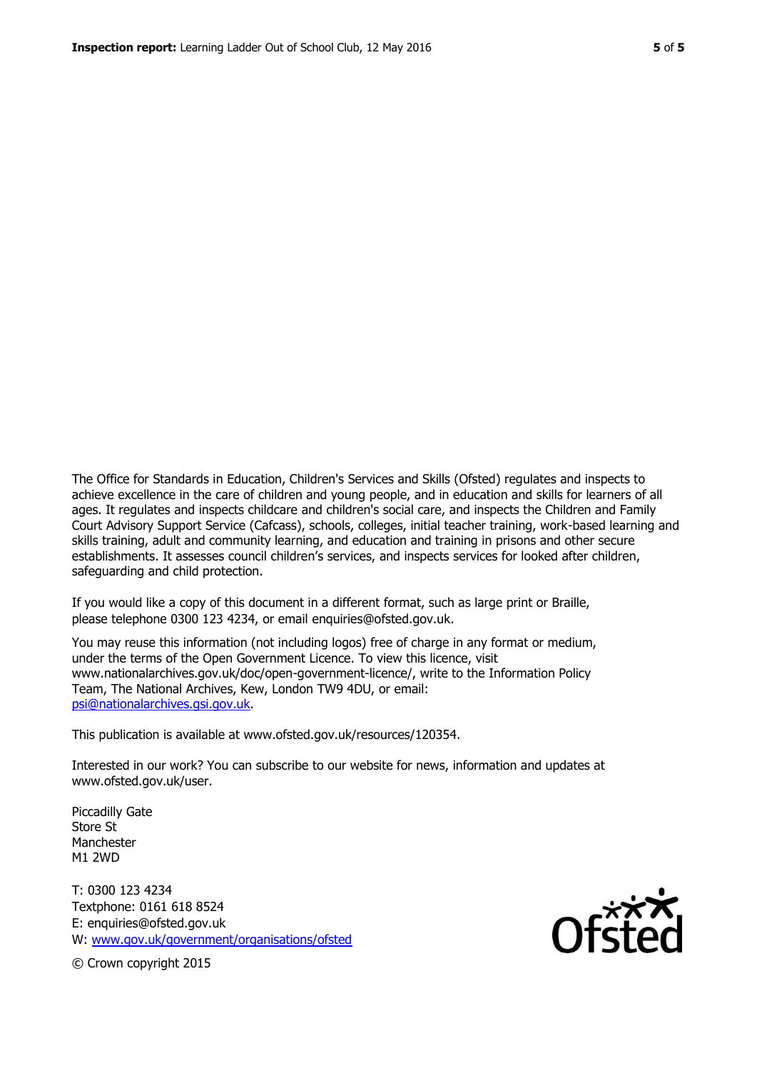The Office for Standards in Education, Children's Services and Skills (Ofsted) regulates and inspects to achieve excellence in the care of children and young people, and in education and skills for learners of all ages. It regulates and inspects childcare and children's social care, and inspects the Children and Family Court Advisory Support Service (Cafcass), schools, colleges, initial teacher training, work-based learning and skills training, adult and community learning, and education and training in prisons and other secure establishments. It assesses council children's services, and inspects services for looked after children, safeguarding and child protection.

If you would like a copy of this document in a different format, such as large print or Braille, please telephone 0300 123 4234, or email enquiries@ofsted.gov.uk.

You may reuse this information (not including logos) free of charge in any format or medium, under the terms of the Open Government Licence. To view this licence, visit www.nationalarchives.gov.uk/doc/open-government-licence/, write to the Information Policy Team, The National Archives, Kew, London TW9 4DU, or email: [psi@nationalarchives.gsi.gov.uk](mailto:psi@nationalarchives.gsi.gov.uk).

This publication is available at www.ofsted.gov.uk/resources/120354.

Interested in our work? You can subscribe to our website for news, information and updates at www.ofsted.gov.uk/user.

Piccadilly Gate
Store St
Manchester
M1 2WD

T: 0300 123 4234
Textphone: 0161 618 8524
E: enquiries@ofsted.gov.uk
W: [www.gov.uk/government/organisations/ofsted](http://www.gov.uk/government/organisations/ofsted)

© Crown copyright 2015